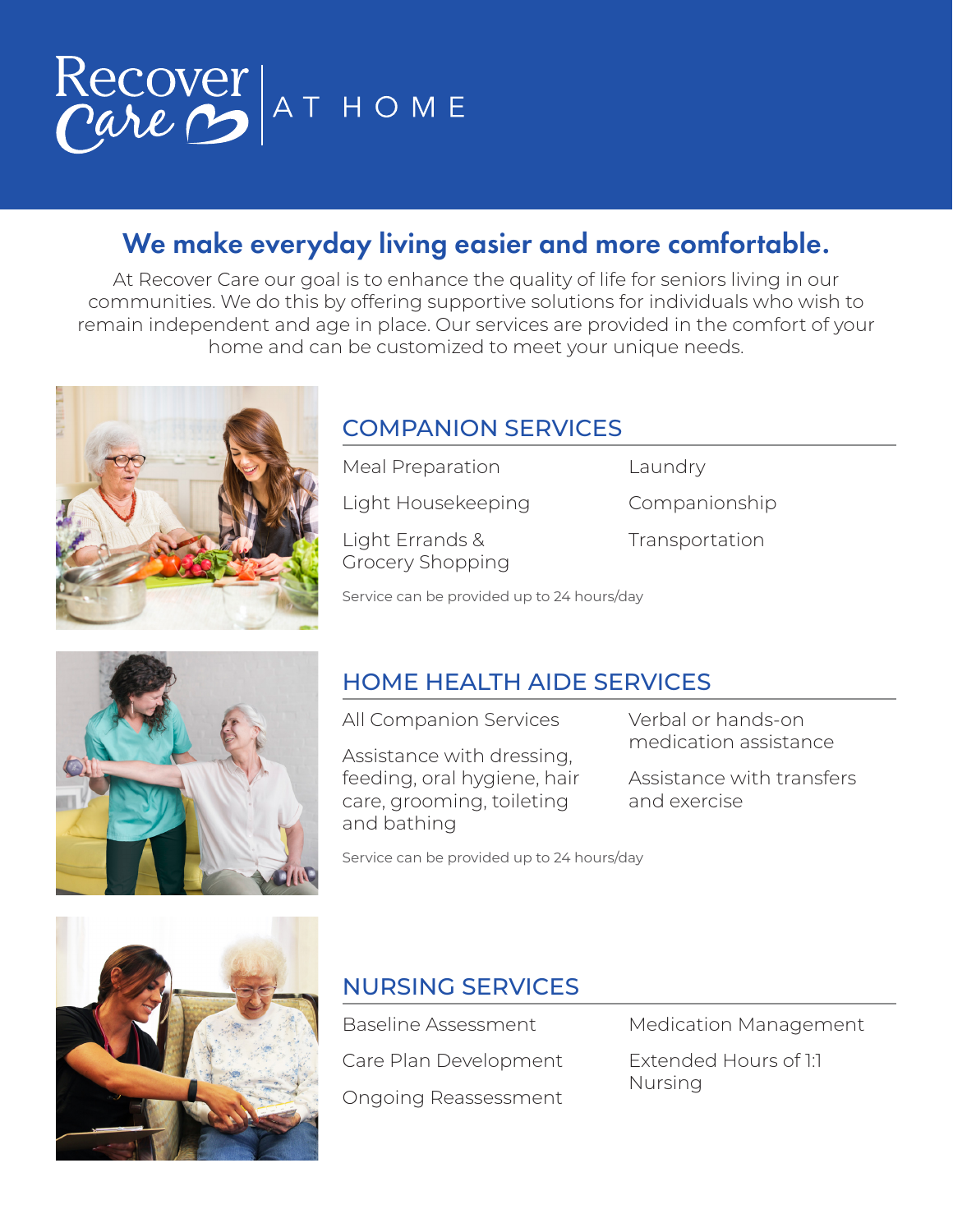# Recover Care AT HOME

## We make everyday living easier and more comfortable.

At Recover Care our goal is to enhance the quality of life for seniors living in our communities. We do this by offering supportive solutions for individuals who wish to remain independent and age in place. Our services are provided in the comfort of your home and can be customized to meet your unique needs.

### COMPANION SERVICES

- Meal Preparation
- Light Housekeeping
- Light Errands & Grocery Shopping
- Laundry
- Companionship
- Transportation

Service can be provided up to 24 hours/day

### HOME HEALTH AIDE SERVICES

- All Companion Services
- Assistance with dressing, feeding, oral hygiene, hair care, grooming, toileting and bathing
- Verbal or hands-on medication assistance
- Assistance with transfers and exercise

Service can be provided up to 24 hours/day

### NURSING SERVICES

- Baseline Assessment
- Care Plan Development
- Ongoing Reassessment
- Medication Management
- Extended Hours of 1:1 Nursing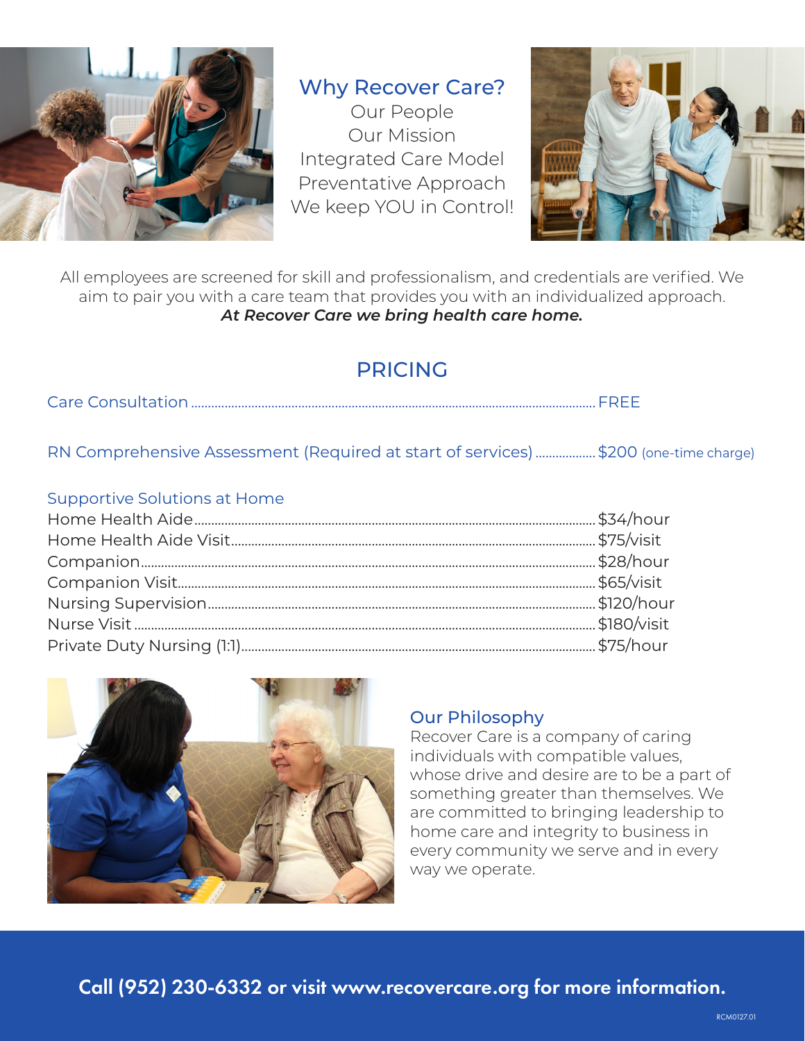## Why Recover Care?

Our People
Our Mission
Integrated Care Model
Preventative Approach
We keep YOU in Control!

All employees are screened for skill and professionalism, and credentials are verified. We aim to pair you with a care team that provides you with an individualized approach.
***At Recover Care we bring health care home.***

## PRICING

| | |
|---|---|
| Care Consultation | FREE |
| RN Comprehensive Assessment (Required at start of services) | $200 (one-time charge) |

### Supportive Solutions at Home

| | |
|---|---|
| Home Health Aide | $34/hour |
| Home Health Aide Visit | $75/visit |
| Companion | $28/hour |
| Companion Visit | $65/visit |
| Nursing Supervision | $120/hour |
| Nurse Visit | $180/visit |
| Private Duty Nursing (1:1) | $75/hour |

### Our Philosophy

Recover Care is a company of caring individuals with compatible values, whose drive and desire are to be a part of something greater than themselves. We are committed to bringing leadership to home care and integrity to business in every community we serve and in every way we operate.

**Call (952) 230-6332 or visit www.recovercare.org for more information.**

RCM0127.01